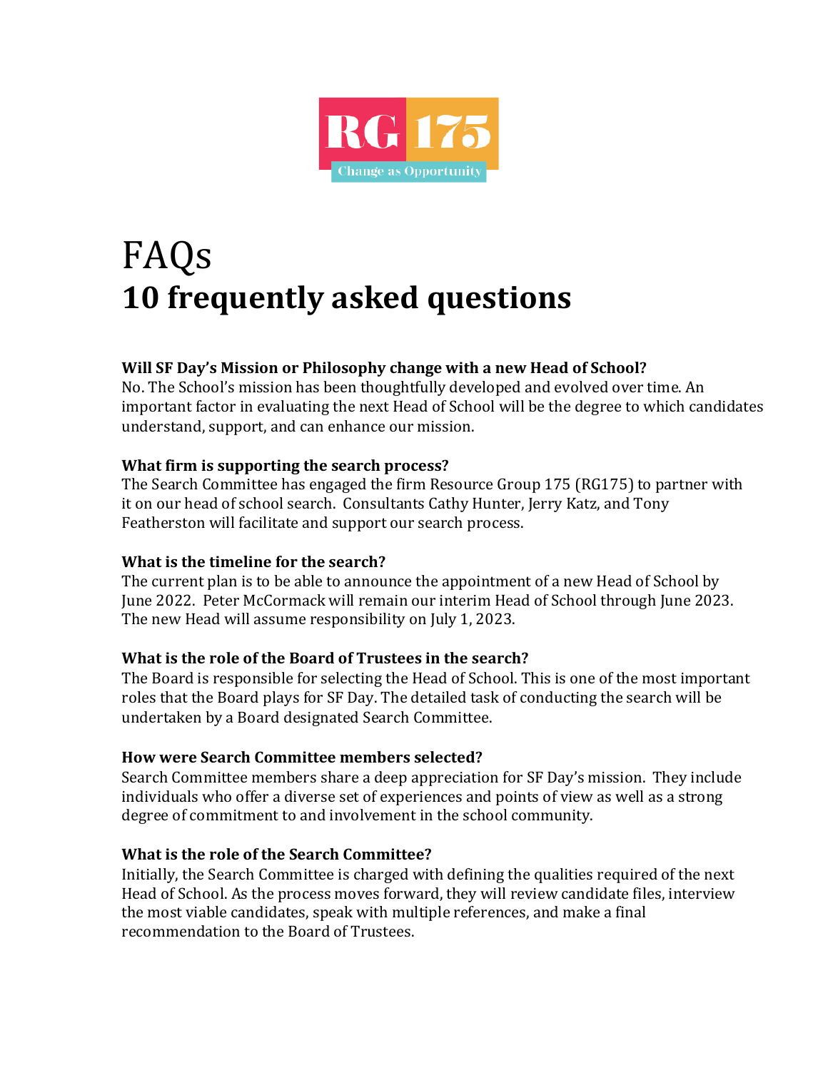RG 175

Change as Opportunity

# FAQs

## 10 frequently asked questions

**Will SF Day's Mission or Philosophy change with a new Head of School?**

No. The School's mission has been thoughtfully developed and evolved over time. An important factor in evaluating the next Head of School will be the degree to which candidates understand, support, and can enhance our mission.

**What firm is supporting the search process?**

The Search Committee has engaged the firm Resource Group 175 (RG175) to partner with it on our head of school search. Consultants Cathy Hunter, Jerry Katz, and Tony Featherston will facilitate and support our search process.

**What is the timeline for the search?**

The current plan is to be able to announce the appointment of a new Head of School by June 2022. Peter McCormack will remain our interim Head of School through June 2023. The new Head will assume responsibility on July 1, 2023.

**What is the role of the Board of Trustees in the search?**

The Board is responsible for selecting the Head of School. This is one of the most important roles that the Board plays for SF Day. The detailed task of conducting the search will be undertaken by a Board designated Search Committee.

**How were Search Committee members selected?**

Search Committee members share a deep appreciation for SF Day's mission. They include individuals who offer a diverse set of experiences and points of view as well as a strong degree of commitment to and involvement in the school community.

**What is the role of the Search Committee?**

Initially, the Search Committee is charged with defining the qualities required of the next Head of School. As the process moves forward, they will review candidate files, interview the most viable candidates, speak with multiple references, and make a final recommendation to the Board of Trustees.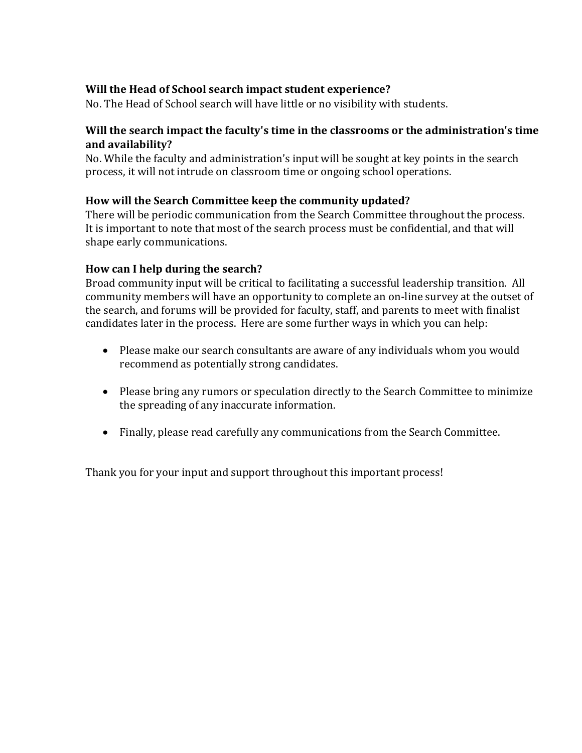**Will the Head of School search impact student experience?**
No. The Head of School search will have little or no visibility with students.

**Will the search impact the faculty's time in the classrooms or the administration's time and availability?**
No. While the faculty and administration's input will be sought at key points in the search process, it will not intrude on classroom time or ongoing school operations.

**How will the Search Committee keep the community updated?**
There will be periodic communication from the Search Committee throughout the process. It is important to note that most of the search process must be confidential, and that will shape early communications.

**How can I help during the search?**
Broad community input will be critical to facilitating a successful leadership transition. All community members will have an opportunity to complete an on-line survey at the outset of the search, and forums will be provided for faculty, staff, and parents to meet with finalist candidates later in the process. Here are some further ways in which you can help:

- Please make our search consultants are aware of any individuals whom you would recommend as potentially strong candidates.

- Please bring any rumors or speculation directly to the Search Committee to minimize the spreading of any inaccurate information.

- Finally, please read carefully any communications from the Search Committee.

Thank you for your input and support throughout this important process!